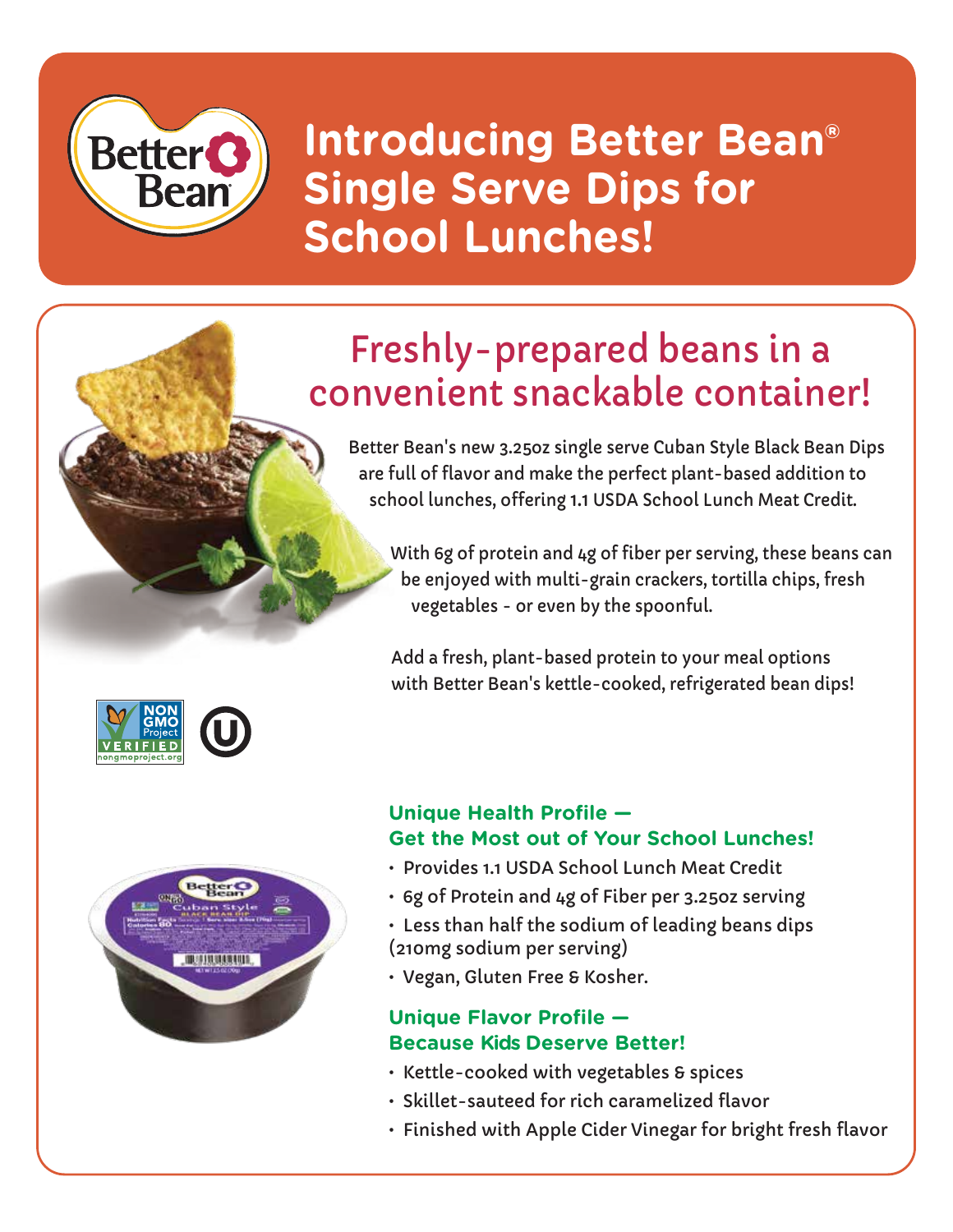# Introducing Better Bean® Single Serve Dips for School Lunches!

## Freshly-prepared beans in a convenient snackable container!

Better Bean's new 3.25oz single serve Cuban Style Black Bean Dips are full of flavor and make the perfect plant-based addition to school lunches, offering 1.1 USDA School Lunch Meat Credit.

With 6g of protein and 4g of fiber per serving, these beans can be enjoyed with multi-grain crackers, tortilla chips, fresh vegetables - or even by the spoonful.

Add a fresh, plant-based protein to your meal options with Better Bean's kettle-cooked, refrigerated bean dips!

### Unique Health Profile — Get the Most out of Your School Lunches!

- Provides 1.1 USDA School Lunch Meat Credit
- 6g of Protein and 4g of Fiber per 3.25oz serving
- Less than half the sodium of leading beans dips (210mg sodium per serving)
- Vegan, Gluten Free & Kosher.

### Unique Flavor Profile — Because Kids Deserve Better!

- Kettle-cooked with vegetables & spices
- Skillet-sauteed for rich caramelized flavor
- Finished with Apple Cider Vinegar for bright fresh flavor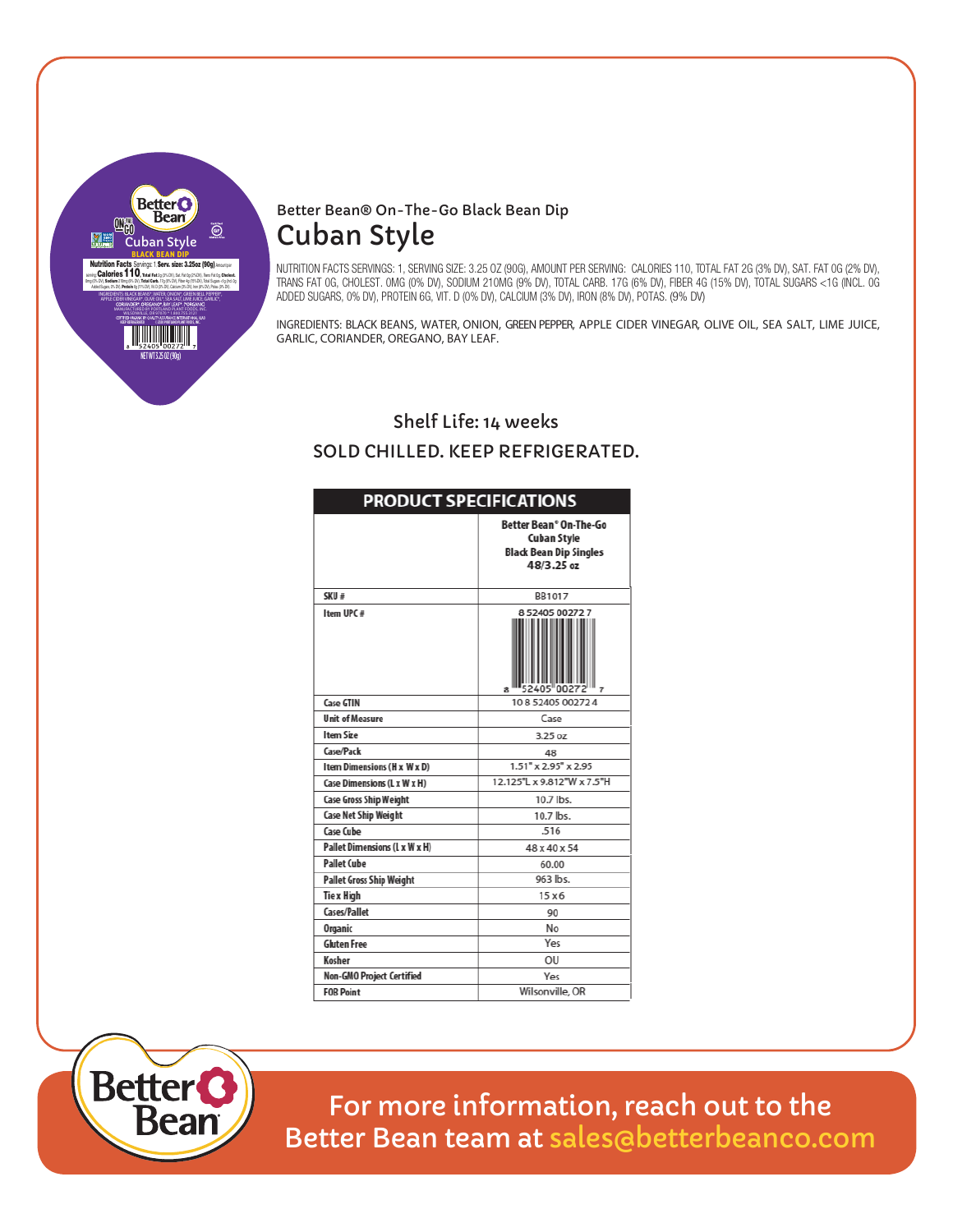Better Bean® On-The-Go Black Bean Dip

# Cuban Style

NUTRITION FACTS SERVINGS: 1, SERVING SIZE: 3.25 OZ (90G), AMOUNT PER SERVING: CALORIES 110, TOTAL FAT 2G (3% DV), SAT. FAT 0G (2% DV), TRANS FAT 0G, CHOLEST. 0MG (0% DV), SODIUM 210MG (9% DV), TOTAL CARB. 17G (6% DV), FIBER 4G (15% DV), TOTAL SUGARS <1G (INCL. 0G ADDED SUGARS, 0% DV), PROTEIN 6G, VIT. D (0% DV), CALCIUM (3% DV), IRON (8% DV), POTAS. (9% DV)

INGREDIENTS: BLACK BEANS, WATER, ONION, GREEN PEPPER, APPLE CIDER VINEGAR, OLIVE OIL, SEA SALT, LIME JUICE, GARLIC, CORIANDER, OREGANO, BAY LEAF.

Shelf Life: 14 weeks

SOLD CHILLED. KEEP REFRIGERATED.

| PRODUCT SPECIFICATIONS | |
|---|---|
| | **Better Bean® On-The-Go Cuban Style Black Bean Dip Singles 48/3.25 oz** |
| **SKU #** | BB1017 |
| **Item UPC #** | 8 52405 00272 7 |
| **Case GTIN** | 10 8 52405 00272 4 |
| **Unit of Measure** | Case |
| **Item Size** | 3.25 oz |
| **Case/Pack** | 48 |
| **Item Dimensions (H x W x D)** | 1.51" x 2.95" x 2.95 |
| **Case Dimensions (L x W x H)** | 12.125"L x 9.812"W x 7.5"H |
| **Case Gross Ship Weight** | 10.7 lbs. |
| **Case Net Ship Weight** | 10.7 lbs. |
| **Case Cube** | .516 |
| **Pallet Dimensions (L x W x H)** | 48 x 40 x 54 |
| **Pallet Cube** | 60.00 |
| **Pallet Gross Ship Weight** | 963 lbs. |
| **Tie x High** | 15 x 6 |
| **Cases/Pallet** | 90 |
| **Organic** | No |
| **Gluten Free** | Yes |
| **Kosher** | OU |
| **Non-GMO Project Certified** | Yes |
| **FOB Point** | Wilsonville, OR |

For more information, reach out to the Better Bean team at sales@betterbeanco.com